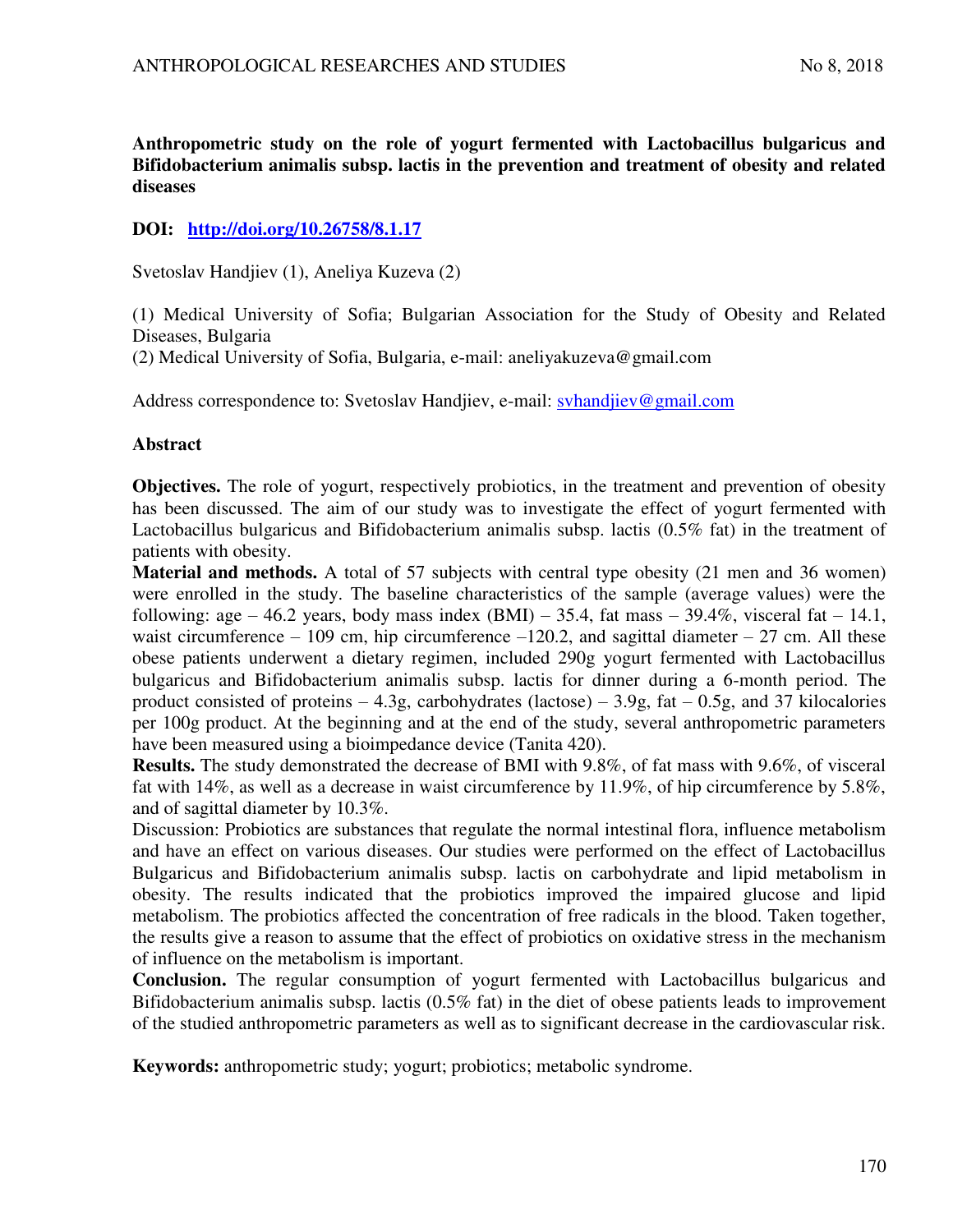# Anthropometric study on the role of yogurt fermented with Lactobacillus bulgaricus and Bifidobacterium animalis subsp. lactis in the prevention and treatment of obesity and related diseases

**DOI:** **http://doi.org/10.26758/8.1.17**

Svetoslav Handjiev (1), Aneliya Kuzeva (2)

(1) Medical University of Sofia; Bulgarian Association for the Study of Obesity and Related Diseases, Bulgaria
(2) Medical University of Sofia, Bulgaria, e-mail: aneliyakuzeva@gmail.com

Address correspondence to: Svetoslav Handjiev, e-mail: svhandjiev@gmail.com

## Abstract

**Objectives.** The role of yogurt, respectively probiotics, in the treatment and prevention of obesity has been discussed. The aim of our study was to investigate the effect of yogurt fermented with Lactobacillus bulgaricus and Bifidobacterium animalis subsp. lactis (0.5% fat) in the treatment of patients with obesity.

**Material and methods.** A total of 57 subjects with central type obesity (21 men and 36 women) were enrolled in the study. The baseline characteristics of the sample (average values) were the following: age – 46.2 years, body mass index (BMI) – 35.4, fat mass – 39.4%, visceral fat – 14.1, waist circumference – 109 cm, hip circumference –120.2, and sagittal diameter – 27 cm. All these obese patients underwent a dietary regimen, included 290g yogurt fermented with Lactobacillus bulgaricus and Bifidobacterium animalis subsp. lactis for dinner during a 6-month period. The product consisted of proteins – 4.3g, carbohydrates (lactose) – 3.9g, fat – 0.5g, and 37 kilocalories per 100g product. At the beginning and at the end of the study, several anthropometric parameters have been measured using a bioimpedance device (Tanita 420).

**Results.** The study demonstrated the decrease of BMI with 9.8%, of fat mass with 9.6%, of visceral fat with 14%, as well as a decrease in waist circumference by 11.9%, of hip circumference by 5.8%, and of sagittal diameter by 10.3%.

Discussion: Probiotics are substances that regulate the normal intestinal flora, influence metabolism and have an effect on various diseases. Our studies were performed on the effect of Lactobacillus Bulgaricus and Bifidobacterium animalis subsp. lactis on carbohydrate and lipid metabolism in obesity. The results indicated that the probiotics improved the impaired glucose and lipid metabolism. The probiotics affected the concentration of free radicals in the blood. Taken together, the results give a reason to assume that the effect of probiotics on oxidative stress in the mechanism of influence on the metabolism is important.

**Conclusion.** The regular consumption of yogurt fermented with Lactobacillus bulgaricus and Bifidobacterium animalis subsp. lactis (0.5% fat) in the diet of obese patients leads to improvement of the studied anthropometric parameters as well as to significant decrease in the cardiovascular risk.

**Keywords:** anthropometric study; yogurt; probiotics; metabolic syndrome.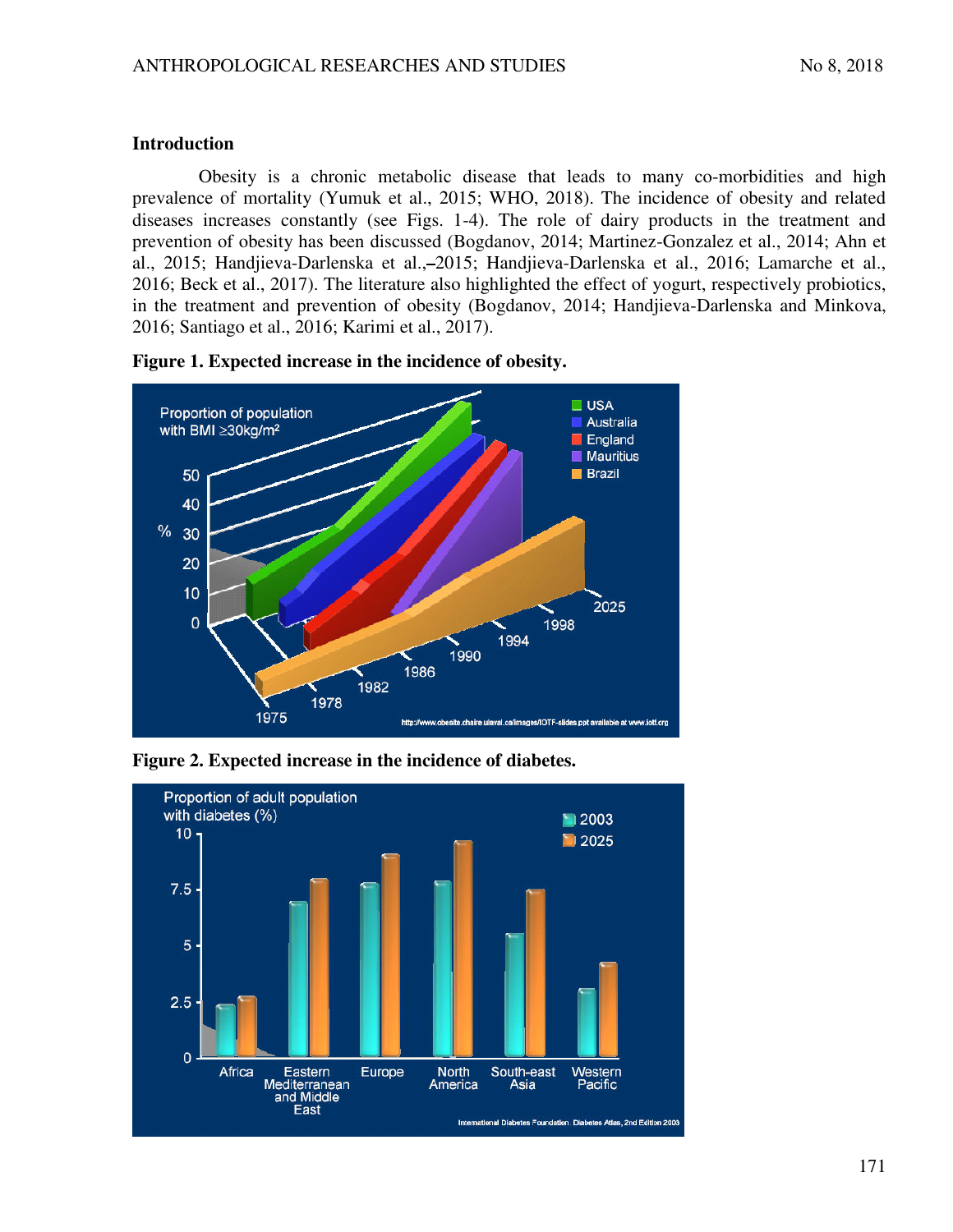## Introduction

Obesity is a chronic metabolic disease that leads to many co-morbidities and high prevalence of mortality (Yumuk et al., 2015; WHO, 2018). The incidence of obesity and related diseases increases constantly (see Figs. 1-4). The role of dairy products in the treatment and prevention of obesity has been discussed (Bogdanov, 2014; Martinez-Gonzalez et al., 2014; Ahn et al., 2015; Handjieva-Darlenska et al.,–2015; Handjieva-Darlenska et al., 2016; Lamarche et al., 2016; Beck et al., 2017). The literature also highlighted the effect of yogurt, respectively probiotics, in the treatment and prevention of obesity (Bogdanov, 2014; Handjieva-Darlenska and Minkova, 2016; Santiago et al., 2016; Karimi et al., 2017).

**Figure 1. Expected increase in the incidence of obesity.**

**Figure 2. Expected increase in the incidence of diabetes.**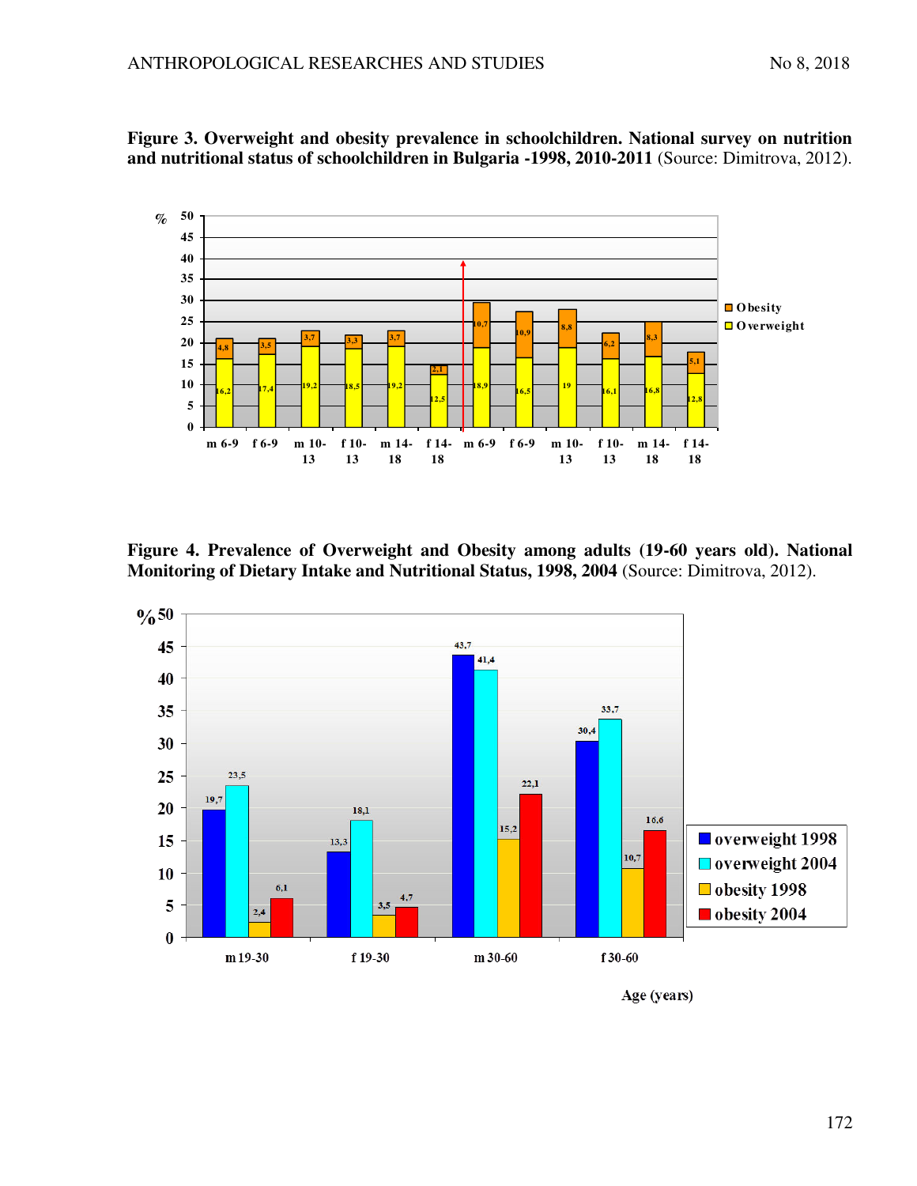**Figure 3. Overweight and obesity prevalence in schoolchildren. National survey on nutrition and nutritional status of schoolchildren in Bulgaria -1998, 2010-2011** (Source: Dimitrova, 2012).

**Figure 4. Prevalence of Overweight and Obesity among adults (19-60 years old). National Monitoring of Dietary Intake and Nutritional Status, 1998, 2004** (Source: Dimitrova, 2012).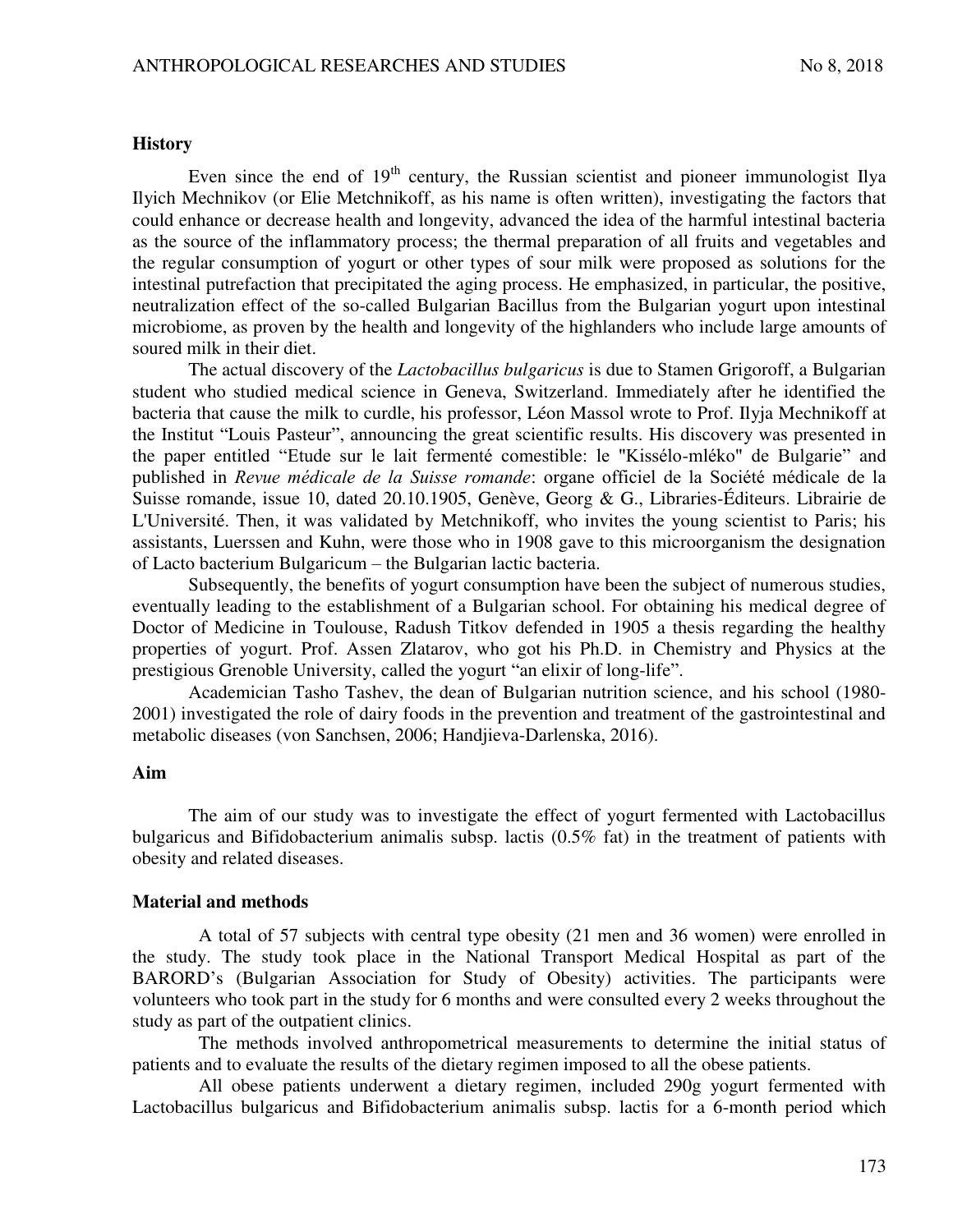## History

Even since the end of $19^{th}$ century, the Russian scientist and pioneer immunologist Ilya Ilyich Mechnikov (or Elie Metchnikoff, as his name is often written), investigating the factors that could enhance or decrease health and longevity, advanced the idea of the harmful intestinal bacteria as the source of the inflammatory process; the thermal preparation of all fruits and vegetables and the regular consumption of yogurt or other types of sour milk were proposed as solutions for the intestinal putrefaction that precipitated the aging process. He emphasized, in particular, the positive, neutralization effect of the so-called Bulgarian Bacillus from the Bulgarian yogurt upon intestinal microbiome, as proven by the health and longevity of the highlanders who include large amounts of soured milk in their diet.

The actual discovery of the *Lactobacillus bulgaricus* is due to Stamen Grigoroff, a Bulgarian student who studied medical science in Geneva, Switzerland. Immediately after he identified the bacteria that cause the milk to curdle, his professor, Léon Massol wrote to Prof. Ilyja Mechnikoff at the Institut "Louis Pasteur", announcing the great scientific results. His discovery was presented in the paper entitled "Etude sur le lait fermenté comestible: le "Kissélo-mléko" de Bulgarie" and published in *Revue médicale de la Suisse romande*: organe officiel de la Société médicale de la Suisse romande, issue 10, dated 20.10.1905, Genève, Georg & G., Libraries-Éditeurs. Librairie de L'Université. Then, it was validated by Metchnikoff, who invites the young scientist to Paris; his assistants, Luerssen and Kuhn, were those who in 1908 gave to this microorganism the designation of Lacto bacterium Bulgaricum – the Bulgarian lactic bacteria.

Subsequently, the benefits of yogurt consumption have been the subject of numerous studies, eventually leading to the establishment of a Bulgarian school. For obtaining his medical degree of Doctor of Medicine in Toulouse, Radush Titkov defended in 1905 a thesis regarding the healthy properties of yogurt. Prof. Assen Zlatarov, who got his Ph.D. in Chemistry and Physics at the prestigious Grenoble University, called the yogurt "an elixir of long-life".

Academician Tasho Tashev, the dean of Bulgarian nutrition science, and his school (1980-2001) investigated the role of dairy foods in the prevention and treatment of the gastrointestinal and metabolic diseases (von Sanchsen, 2006; Handjieva-Darlenska, 2016).

## Aim

The aim of our study was to investigate the effect of yogurt fermented with Lactobacillus bulgaricus and Bifidobacterium animalis subsp. lactis (0.5% fat) in the treatment of patients with obesity and related diseases.

## Material and methods

A total of 57 subjects with central type obesity (21 men and 36 women) were enrolled in the study. The study took place in the National Transport Medical Hospital as part of the BARORD's (Bulgarian Association for Study of Obesity) activities. The participants were volunteers who took part in the study for 6 months and were consulted every 2 weeks throughout the study as part of the outpatient clinics.

The methods involved anthropometrical measurements to determine the initial status of patients and to evaluate the results of the dietary regimen imposed to all the obese patients.

All obese patients underwent a dietary regimen, included 290g yogurt fermented with Lactobacillus bulgaricus and Bifidobacterium animalis subsp. lactis for a 6-month period which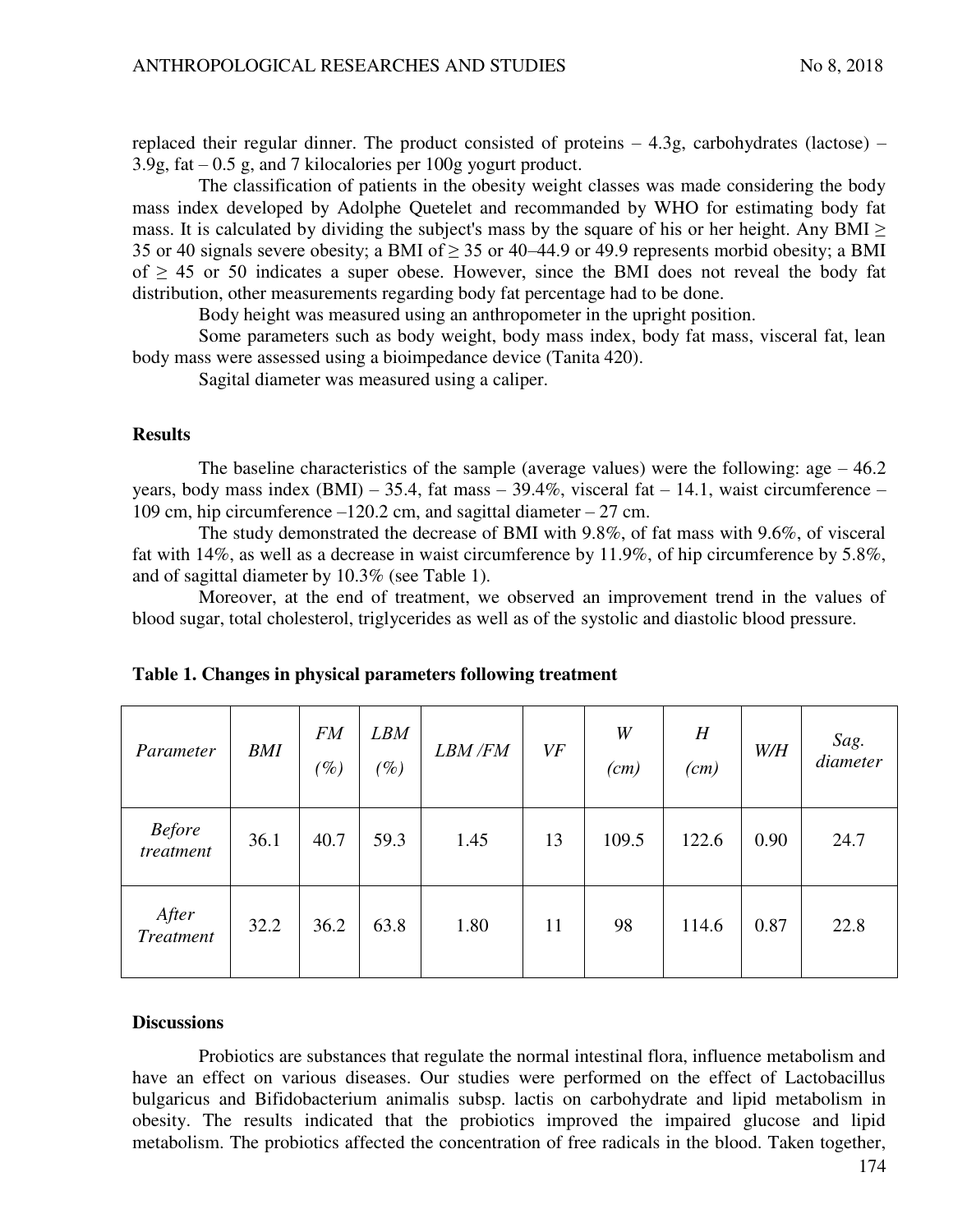replaced their regular dinner. The product consisted of proteins – 4.3g, carbohydrates (lactose) – 3.9g, fat – 0.5 g, and 7 kilocalories per 100g yogurt product.

The classification of patients in the obesity weight classes was made considering the body mass index developed by Adolphe Quetelet and recommanded by WHO for estimating body fat mass. It is calculated by dividing the subject's mass by the square of his or her height. Any BMI ≥ 35 or 40 signals severe obesity; a BMI of ≥ 35 or 40–44.9 or 49.9 represents morbid obesity; a BMI of ≥ 45 or 50 indicates a super obese. However, since the BMI does not reveal the body fat distribution, other measurements regarding body fat percentage had to be done.

Body height was measured using an anthropometer in the upright position.

Some parameters such as body weight, body mass index, body fat mass, visceral fat, lean body mass were assessed using a bioimpedance device (Tanita 420).

Sagital diameter was measured using a caliper.

## Results

The baseline characteristics of the sample (average values) were the following: age – 46.2 years, body mass index (BMI) – 35.4, fat mass – 39.4%, visceral fat – 14.1, waist circumference – 109 cm, hip circumference –120.2 cm, and sagittal diameter – 27 cm.

The study demonstrated the decrease of BMI with 9.8%, of fat mass with 9.6%, of visceral fat with 14%, as well as a decrease in waist circumference by 11.9%, of hip circumference by 5.8%, and of sagittal diameter by 10.3% (see Table 1).

Moreover, at the end of treatment, we observed an improvement trend in the values of blood sugar, total cholesterol, triglycerides as well as of the systolic and diastolic blood pressure.

**Table 1. Changes in physical parameters following treatment**

| *Parameter* | *BMI* | *FM (%)* | *LBM (%)* | *LBM /FM* | *VF* | *W (cm)* | *H (cm)* | *W/H* | *Sag. diameter* |
|---|---|---|---|---|---|---|---|---|---|
| *Before treatment* | 36.1 | 40.7 | 59.3 | 1.45 | 13 | 109.5 | 122.6 | 0.90 | 24.7 |
| *After Treatment* | 32.2 | 36.2 | 63.8 | 1.80 | 11 | 98 | 114.6 | 0.87 | 22.8 |

## Discussions

Probiotics are substances that regulate the normal intestinal flora, influence metabolism and have an effect on various diseases. Our studies were performed on the effect of Lactobacillus bulgaricus and Bifidobacterium animalis subsp. lactis on carbohydrate and lipid metabolism in obesity. The results indicated that the probiotics improved the impaired glucose and lipid metabolism. The probiotics affected the concentration of free radicals in the blood. Taken together,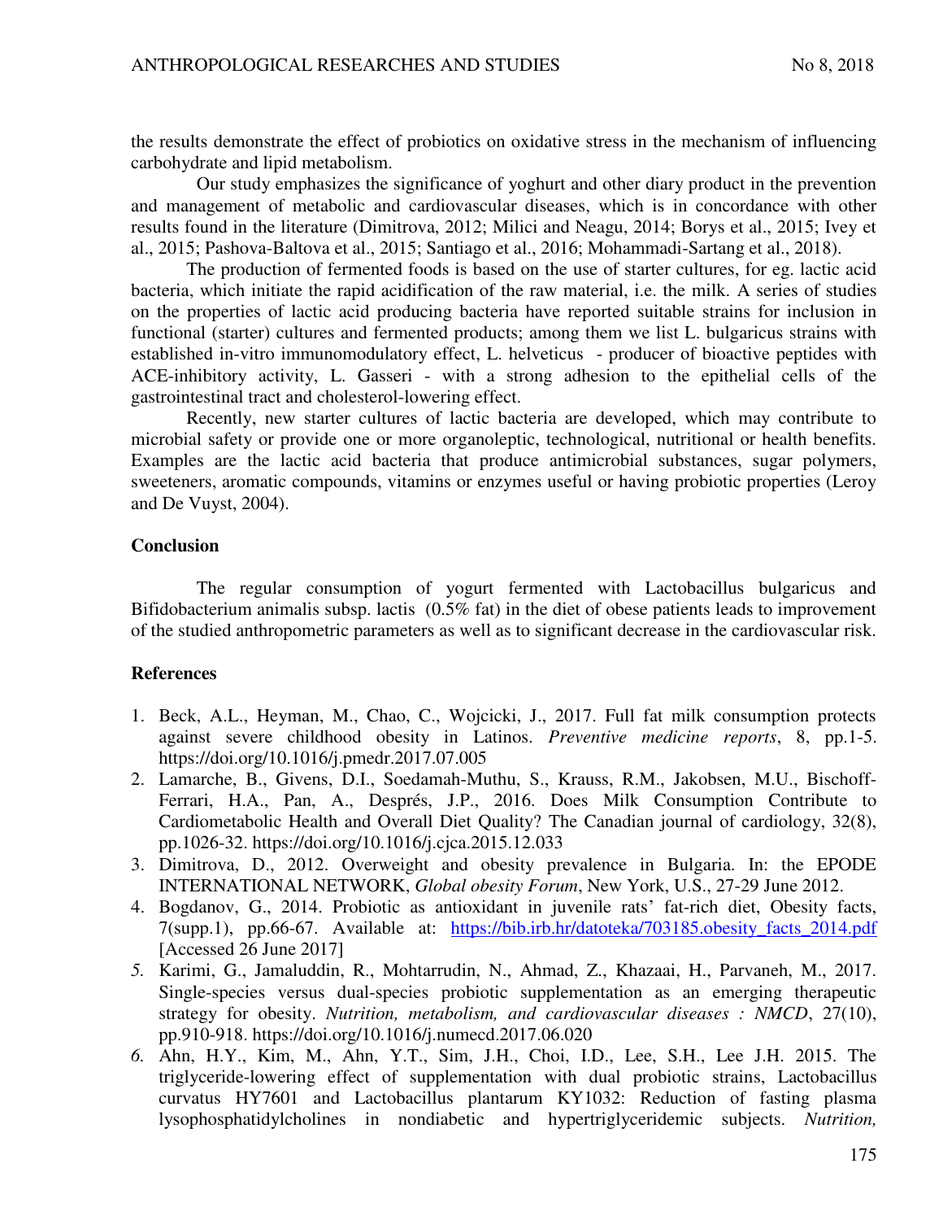the results demonstrate the effect of probiotics on oxidative stress in the mechanism of influencing carbohydrate and lipid metabolism.

Our study emphasizes the significance of yoghurt and other diary product in the prevention and management of metabolic and cardiovascular diseases, which is in concordance with other results found in the literature (Dimitrova, 2012; Milici and Neagu, 2014; Borys et al., 2015; Ivey et al., 2015; Pashova-Baltova et al., 2015; Santiago et al., 2016; Mohammadi-Sartang et al., 2018).

The production of fermented foods is based on the use of starter cultures, for eg. lactic acid bacteria, which initiate the rapid acidification of the raw material, i.e. the milk. A series of studies on the properties of lactic acid producing bacteria have reported suitable strains for inclusion in functional (starter) cultures and fermented products; among them we list L. bulgaricus strains with established in-vitro immunomodulatory effect, L. helveticus - producer of bioactive peptides with ACE-inhibitory activity, L. Gasseri - with a strong adhesion to the epithelial cells of the gastrointestinal tract and cholesterol-lowering effect.

Recently, new starter cultures of lactic bacteria are developed, which may contribute to microbial safety or provide one or more organoleptic, technological, nutritional or health benefits. Examples are the lactic acid bacteria that produce antimicrobial substances, sugar polymers, sweeteners, aromatic compounds, vitamins or enzymes useful or having probiotic properties (Leroy and De Vuyst, 2004).

**Conclusion**

The regular consumption of yogurt fermented with Lactobacillus bulgaricus and Bifidobacterium animalis subsp. lactis (0.5% fat) in the diet of obese patients leads to improvement of the studied anthropometric parameters as well as to significant decrease in the cardiovascular risk.

**References**

1. Beck, A.L., Heyman, M., Chao, C., Wojcicki, J., 2017. Full fat milk consumption protects against severe childhood obesity in Latinos. *Preventive medicine reports*, 8, pp.1-5. https://doi.org/10.1016/j.pmedr.2017.07.005
2. Lamarche, B., Givens, D.I., Soedamah-Muthu, S., Krauss, R.M., Jakobsen, M.U., Bischoff-Ferrari, H.A., Pan, A., Després, J.P., 2016. Does Milk Consumption Contribute to Cardiometabolic Health and Overall Diet Quality? The Canadian journal of cardiology, 32(8), pp.1026-32. https://doi.org/10.1016/j.cjca.2015.12.033
3. Dimitrova, D., 2012. Overweight and obesity prevalence in Bulgaria. In: the EPODE INTERNATIONAL NETWORK, *Global obesity Forum*, New York, U.S., 27-29 June 2012.
4. Bogdanov, G., 2014. Probiotic as antioxidant in juvenile rats' fat-rich diet, Obesity facts, 7(supp.1), pp.66-67. Available at: https://bib.irb.hr/datoteka/703185.obesity_facts_2014.pdf [Accessed 26 June 2017]
5. Karimi, G., Jamaluddin, R., Mohtarrudin, N., Ahmad, Z., Khazaai, H., Parvaneh, M., 2017. Single-species versus dual-species probiotic supplementation as an emerging therapeutic strategy for obesity. *Nutrition, metabolism, and cardiovascular diseases : NMCD*, 27(10), pp.910-918. https://doi.org/10.1016/j.numecd.2017.06.020
6. Ahn, H.Y., Kim, M., Ahn, Y.T., Sim, J.H., Choi, I.D., Lee, S.H., Lee J.H. 2015. The triglyceride-lowering effect of supplementation with dual probiotic strains, Lactobacillus curvatus HY7601 and Lactobacillus plantarum KY1032: Reduction of fasting plasma lysophosphatidylcholines in nondiabetic and hypertriglyceridemic subjects. *Nutrition,*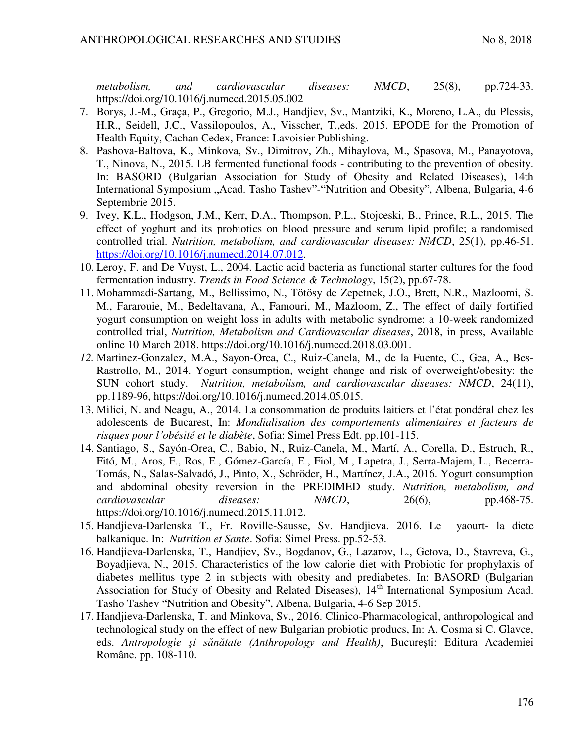*metabolism, and cardiovascular diseases: NMCD*, 25(8), pp.724-33. https://doi.org/10.1016/j.numecd.2015.05.002

7. Borys, J.-M., Graça, P., Gregorio, M.J., Handjiev, Sv., Mantziki, K., Moreno, L.A., du Plessis, H.R., Seidell, J.C., Vassilopoulos, A., Visscher, T.,eds. 2015. EPODE for the Promotion of Health Equity, Cachan Cedex, France: Lavoisier Publishing.
8. Pashova-Baltova, K., Minkova, Sv., Dimitrov, Zh., Mihaylova, M., Spasova, M., Panayotova, T., Ninova, N., 2015. LB fermented functional foods - contributing to the prevention of obesity. In: BASORD (Bulgarian Association for Study of Obesity and Related Diseases), 14th International Symposium „Acad. Tasho Tashev"-"Nutrition and Obesity", Albena, Bulgaria, 4-6 Septembrie 2015.
9. Ivey, K.L., Hodgson, J.M., Kerr, D.A., Thompson, P.L., Stojceski, B., Prince, R.L., 2015. The effect of yoghurt and its probiotics on blood pressure and serum lipid profile; a randomised controlled trial. *Nutrition, metabolism, and cardiovascular diseases: NMCD*, 25(1), pp.46-51. https://doi.org/10.1016/j.numecd.2014.07.012.
10. Leroy, F. and De Vuyst, L., 2004. Lactic acid bacteria as functional starter cultures for the food fermentation industry. *Trends in Food Science & Technology*, 15(2), pp.67-78.
11. Mohammadi-Sartang, M., Bellissimo, N., Tötösy de Zepetnek, J.O., Brett, N.R., Mazloomi, S. M., Fararouie, M., Bedeltavana, A., Famouri, M., Mazloom, Z., The effect of daily fortified yogurt consumption on weight loss in adults with metabolic syndrome: a 10-week randomized controlled trial, *Nutrition, Metabolism and Cardiovascular diseases*, 2018, in press, Available online 10 March 2018. https://doi.org/10.1016/j.numecd.2018.03.001.
12. Martinez-Gonzalez, M.A., Sayon-Orea, C., Ruiz-Canela, M., de la Fuente, C., Gea, A., Bes-Rastrollo, M., 2014. Yogurt consumption, weight change and risk of overweight/obesity: the SUN cohort study. *Nutrition, metabolism, and cardiovascular diseases: NMCD*, 24(11), pp.1189-96, https://doi.org/10.1016/j.numecd.2014.05.015.
13. Milici, N. and Neagu, A., 2014. La consommation de produits laitiers et l'état pondéral chez les adolescents de Bucarest, In: *Mondialisation des comportements alimentaires et facteurs de risques pour l'obésité et le diabète*, Sofia: Simel Press Edt. pp.101-115.
14. Santiago, S., Sayón-Orea, C., Babio, N., Ruiz-Canela, M., Martí, A., Corella, D., Estruch, R., Fitó, M., Aros, F., Ros, E., Gómez-García, E., Fiol, M., Lapetra, J., Serra-Majem, L., Becerra-Tomás, N., Salas-Salvadó, J., Pinto, X., Schröder, H., Martínez, J.A., 2016. Yogurt consumption and abdominal obesity reversion in the PREDIMED study. *Nutrition, metabolism, and cardiovascular diseases: NMCD*, 26(6), pp.468-75. https://doi.org/10.1016/j.numecd.2015.11.012.
15. Handjieva-Darlenska T., Fr. Roville-Sausse, Sv. Handjieva. 2016. Le yaourt- la diete balkanique. In: *Nutrition et Sante*. Sofia: Simel Press. pp.52-53.
16. Handjieva-Darlenska, T., Handjiev, Sv., Bogdanov, G., Lazarov, L., Getova, D., Stavreva, G., Boyadjieva, N., 2015. Characteristics of the low calorie diet with Probiotic for prophylaxis of diabetes mellitus type 2 in subjects with obesity and prediabetes. In: BASORD (Bulgarian Association for Study of Obesity and Related Diseases), 14th International Symposium Acad. Tasho Tashev "Nutrition and Obesity", Albena, Bulgaria, 4-6 Sep 2015.
17. Handjieva-Darlenska, T. and Minkova, Sv., 2016. Clinico-Pharmacological, anthropological and technological study on the effect of new Bulgarian probiotic producs, In: A. Cosma si C. Glavce, eds. *Antropologie şi sănătate (Anthropology and Health)*, Bucureşti: Editura Academiei Române. pp. 108-110.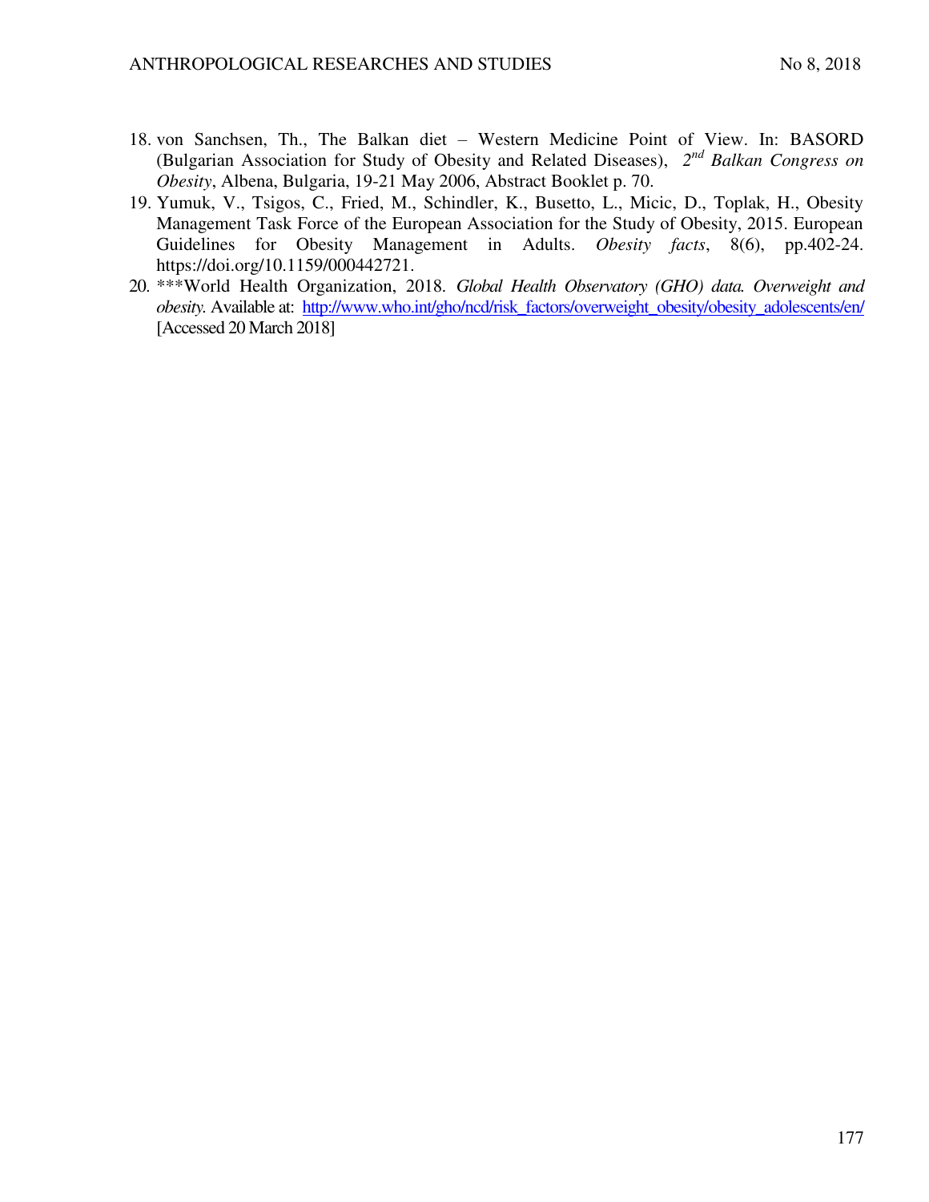18. von Sanchsen, Th., The Balkan diet – Western Medicine Point of View. In: BASORD (Bulgarian Association for Study of Obesity and Related Diseases), *2nd Balkan Congress on Obesity*, Albena, Bulgaria, 19-21 May 2006, Abstract Booklet p. 70.
19. Yumuk, V., Tsigos, C., Fried, M., Schindler, K., Busetto, L., Micic, D., Toplak, H., Obesity Management Task Force of the European Association for the Study of Obesity, 2015. European Guidelines for Obesity Management in Adults. *Obesity facts*, 8(6), pp.402-24. https://doi.org/10.1159/000442721.
20. ***World Health Organization, 2018. *Global Health Observatory (GHO) data. Overweight and obesity.* Available at: http://www.who.int/gho/ncd/risk_factors/overweight_obesity/obesity_adolescents/en/ [Accessed 20 March 2018]